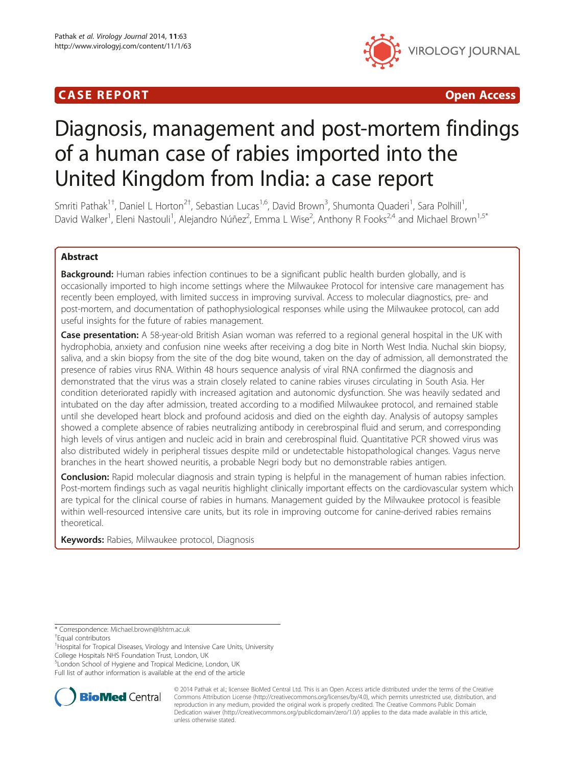CASE REPORT Open Access

# Diagnosis, management and post-mortem findings of a human case of rabies imported into the United Kingdom from India: a case report

Smriti Pathak[1†], Daniel L Horton[2†], Sebastian Lucas[1,6], David Brown[3], Shumonta Quaderi[1], Sara Polhill[1], David Walker[1], Eleni Nastouli[1], Alejandro Núñez[2], Emma L Wise[2], Anthony R Fooks[2,4] and Michael Brown[1,5*]

## Abstract

**Background:** Human rabies infection continues to be a significant public health burden globally, and is occasionally imported to high income settings where the Milwaukee Protocol for intensive care management has recently been employed, with limited success in improving survival. Access to molecular diagnostics, pre- and post-mortem, and documentation of pathophysiological responses while using the Milwaukee protocol, can add useful insights for the future of rabies management.

**Case presentation:** A 58-year-old British Asian woman was referred to a regional general hospital in the UK with hydrophobia, anxiety and confusion nine weeks after receiving a dog bite in North West India. Nuchal skin biopsy, saliva, and a skin biopsy from the site of the dog bite wound, taken on the day of admission, all demonstrated the presence of rabies virus RNA. Within 48 hours sequence analysis of viral RNA confirmed the diagnosis and demonstrated that the virus was a strain closely related to canine rabies viruses circulating in South Asia. Her condition deteriorated rapidly with increased agitation and autonomic dysfunction. She was heavily sedated and intubated on the day after admission, treated according to a modified Milwaukee protocol, and remained stable until she developed heart block and profound acidosis and died on the eighth day. Analysis of autopsy samples showed a complete absence of rabies neutralizing antibody in cerebrospinal fluid and serum, and corresponding high levels of virus antigen and nucleic acid in brain and cerebrospinal fluid. Quantitative PCR showed virus was also distributed widely in peripheral tissues despite mild or undetectable histopathological changes. Vagus nerve branches in the heart showed neuritis, a probable Negri body but no demonstrable rabies antigen.

**Conclusion:** Rapid molecular diagnosis and strain typing is helpful in the management of human rabies infection. Post-mortem findings such as vagal neuritis highlight clinically important effects on the cardiovascular system which are typical for the clinical course of rabies in humans. Management guided by the Milwaukee protocol is feasible within well-resourced intensive care units, but its role in improving outcome for canine-derived rabies remains theoretical.

**Keywords:** Rabies, Milwaukee protocol, Diagnosis

---

\* Correspondence: Michael.brown@lshtm.ac.uk
† Equal contributors
[1] Hospital for Tropical Diseases, Virology and Intensive Care Units, University College Hospitals NHS Foundation Trust, London, UK
[5] London School of Hygiene and Tropical Medicine, London, UK
Full list of author information is available at the end of the article

© 2014 Pathak et al.; licensee BioMed Central Ltd. This is an Open Access article distributed under the terms of the Creative Commons Attribution License (http://creativecommons.org/licenses/by/4.0), which permits unrestricted use, distribution, and reproduction in any medium, provided the original work is properly credited. The Creative Commons Public Domain Dedication waiver (http://creativecommons.org/publicdomain/zero/1.0/) applies to the data made available in this article, unless otherwise stated.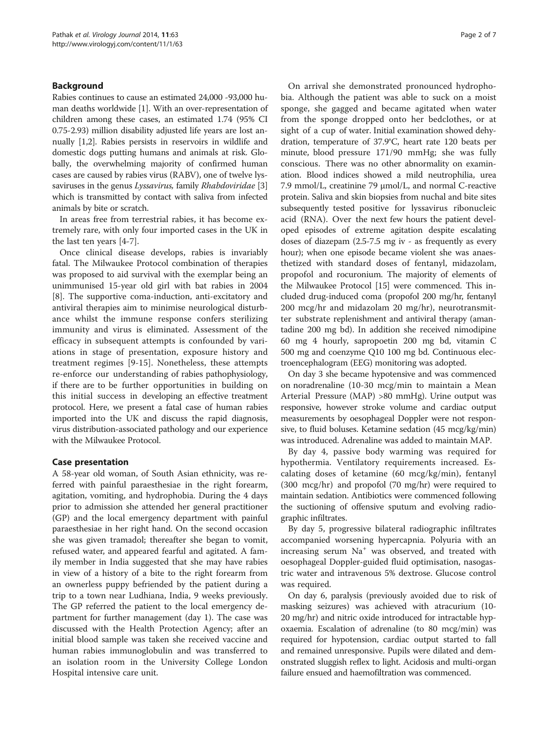## Background

Rabies continues to cause an estimated 24,000 -93,000 human deaths worldwide [1]. With an over-representation of children among these cases, an estimated 1.74 (95% CI 0.75-2.93) million disability adjusted life years are lost annually [1,2]. Rabies persists in reservoirs in wildlife and domestic dogs putting humans and animals at risk. Globally, the overwhelming majority of confirmed human cases are caused by rabies virus (RABV), one of twelve lyssaviruses in the genus *Lyssavirus*, family *Rhabdoviridae* [3] which is transmitted by contact with saliva from infected animals by bite or scratch.

In areas free from terrestrial rabies, it has become extremely rare, with only four imported cases in the UK in the last ten years [4-7].

Once clinical disease develops, rabies is invariably fatal. The Milwaukee Protocol combination of therapies was proposed to aid survival with the exemplar being an unimmunised 15-year old girl with bat rabies in 2004 [8]. The supportive coma-induction, anti-excitatory and antiviral therapies aim to minimise neurological disturbance whilst the immune response confers sterilizing immunity and virus is eliminated. Assessment of the efficacy in subsequent attempts is confounded by variations in stage of presentation, exposure history and treatment regimes [9-15]. Nonetheless, these attempts re-enforce our understanding of rabies pathophysiology, if there are to be further opportunities in building on this initial success in developing an effective treatment protocol. Here, we present a fatal case of human rabies imported into the UK and discuss the rapid diagnosis, virus distribution-associated pathology and our experience with the Milwaukee Protocol.

## Case presentation

A 58-year old woman, of South Asian ethnicity, was referred with painful paraesthesiae in the right forearm, agitation, vomiting, and hydrophobia. During the 4 days prior to admission she attended her general practitioner (GP) and the local emergency department with painful paraesthesiae in her right hand. On the second occasion she was given tramadol; thereafter she began to vomit, refused water, and appeared fearful and agitated. A family member in India suggested that she may have rabies in view of a history of a bite to the right forearm from an ownerless puppy befriended by the patient during a trip to a town near Ludhiana, India, 9 weeks previously. The GP referred the patient to the local emergency department for further management (day 1). The case was discussed with the Health Protection Agency; after an initial blood sample was taken she received vaccine and human rabies immunoglobulin and was transferred to an isolation room in the University College London Hospital intensive care unit.

On arrival she demonstrated pronounced hydrophobia. Although the patient was able to suck on a moist sponge, she gagged and became agitated when water from the sponge dropped onto her bedclothes, or at sight of a cup of water. Initial examination showed dehydration, temperature of 37.9°C, heart rate 120 beats per minute, blood pressure 171/90 mmHg; she was fully conscious. There was no other abnormality on examination. Blood indices showed a mild neutrophilia, urea 7.9 mmol/L, creatinine 79 μmol/L, and normal C-reactive protein. Saliva and skin biopsies from nuchal and bite sites subsequently tested positive for lyssavirus ribonucleic acid (RNA). Over the next few hours the patient developed episodes of extreme agitation despite escalating doses of diazepam (2.5-7.5 mg iv - as frequently as every hour); when one episode became violent she was anaesthetized with standard doses of fentanyl, midazolam, propofol and rocuronium. The majority of elements of the Milwaukee Protocol [15] were commenced. This included drug-induced coma (propofol 200 mg/hr, fentanyl 200 mcg/hr and midazolam 20 mg/hr), neurotransmitter substrate replenishment and antiviral therapy (amantadine 200 mg bd). In addition she received nimodipine 60 mg 4 hourly, sapropoetin 200 mg bd, vitamin C 500 mg and coenzyme Q10 100 mg bd. Continuous electroencephalogram (EEG) monitoring was adopted.

On day 3 she became hypotensive and was commenced on noradrenaline (10-30 mcg/min to maintain a Mean Arterial Pressure (MAP) >80 mmHg). Urine output was responsive, however stroke volume and cardiac output measurements by oesophageal Doppler were not responsive, to fluid boluses. Ketamine sedation (45 mcg/kg/min) was introduced. Adrenaline was added to maintain MAP.

By day 4, passive body warming was required for hypothermia. Ventilatory requirements increased. Escalating doses of ketamine (60 mcg/kg/min), fentanyl (300 mcg/hr) and propofol (70 mg/hr) were required to maintain sedation. Antibiotics were commenced following the suctioning of offensive sputum and evolving radiographic infiltrates.

By day 5, progressive bilateral radiographic infiltrates accompanied worsening hypercapnia. Polyuria with an increasing serum $Na^+$ was observed, and treated with oesophageal Doppler-guided fluid optimisation, nasogastric water and intravenous 5% dextrose. Glucose control was required.

On day 6, paralysis (previously avoided due to risk of masking seizures) was achieved with atracurium (10-20 mg/hr) and nitric oxide introduced for intractable hypoxaemia. Escalation of adrenaline (to 80 mcg/min) was required for hypotension, cardiac output started to fall and remained unresponsive. Pupils were dilated and demonstrated sluggish reflex to light. Acidosis and multi-organ failure ensued and haemofiltration was commenced.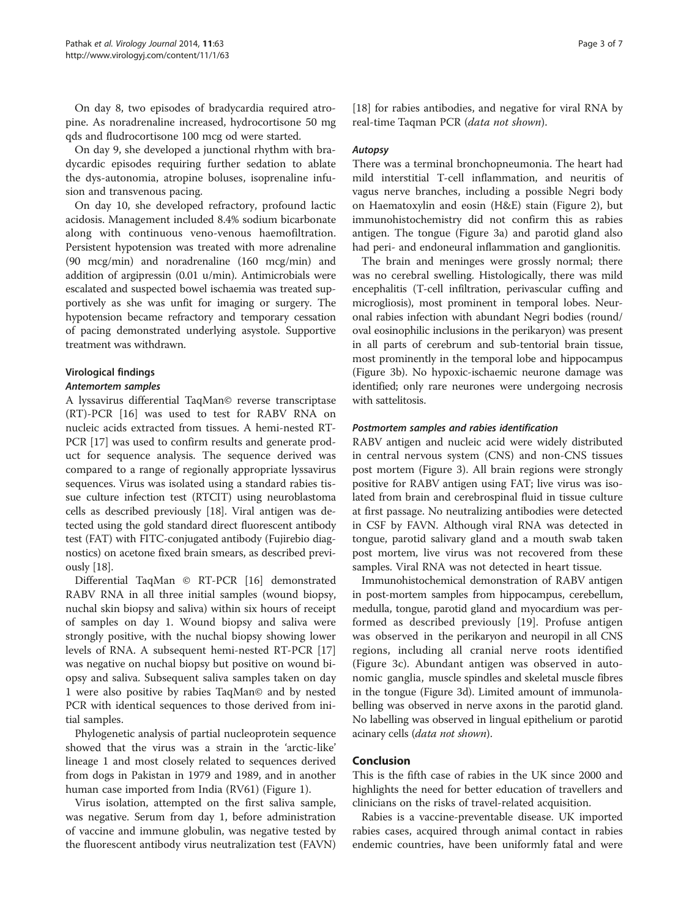On day 8, two episodes of bradycardia required atropine. As noradrenaline increased, hydrocortisone 50 mg qds and fludrocortisone 100 mcg od were started.

On day 9, she developed a junctional rhythm with bradycardic episodes requiring further sedation to ablate the dys-autonomia, atropine boluses, isoprenaline infusion and transvenous pacing.

On day 10, she developed refractory, profound lactic acidosis. Management included 8.4% sodium bicarbonate along with continuous veno-venous haemofiltration. Persistent hypotension was treated with more adrenaline (90 mcg/min) and noradrenaline (160 mcg/min) and addition of argipressin (0.01 u/min). Antimicrobials were escalated and suspected bowel ischaemia was treated supportively as she was unfit for imaging or surgery. The hypotension became refractory and temporary cessation of pacing demonstrated underlying asystole. Supportive treatment was withdrawn.

### Virological findings

#### *Antemortem samples*

A lyssavirus differential TaqMan© reverse transcriptase (RT)-PCR [16] was used to test for RABV RNA on nucleic acids extracted from tissues. A hemi-nested RT-PCR [17] was used to confirm results and generate product for sequence analysis. The sequence derived was compared to a range of regionally appropriate lyssavirus sequences. Virus was isolated using a standard rabies tissue culture infection test (RTCIT) using neuroblastoma cells as described previously [18]. Viral antigen was detected using the gold standard direct fluorescent antibody test (FAT) with FITC-conjugated antibody (Fujirebio diagnostics) on acetone fixed brain smears, as described previously [18].

Differential TaqMan © RT-PCR [16] demonstrated RABV RNA in all three initial samples (wound biopsy, nuchal skin biopsy and saliva) within six hours of receipt of samples on day 1. Wound biopsy and saliva were strongly positive, with the nuchal biopsy showing lower levels of RNA. A subsequent hemi-nested RT-PCR [17] was negative on nuchal biopsy but positive on wound biopsy and saliva. Subsequent saliva samples taken on day 1 were also positive by rabies TaqMan© and by nested PCR with identical sequences to those derived from initial samples.

Phylogenetic analysis of partial nucleoprotein sequence showed that the virus was a strain in the 'arctic-like' lineage 1 and most closely related to sequences derived from dogs in Pakistan in 1979 and 1989, and in another human case imported from India (RV61) (Figure 1).

Virus isolation, attempted on the first saliva sample, was negative. Serum from day 1, before administration of vaccine and immune globulin, was negative tested by the fluorescent antibody virus neutralization test (FAVN) [18] for rabies antibodies, and negative for viral RNA by real-time Taqman PCR (*data not shown*).

#### *Autopsy*

There was a terminal bronchopneumonia. The heart had mild interstitial T-cell inflammation, and neuritis of vagus nerve branches, including a possible Negri body on Haematoxylin and eosin (H&E) stain (Figure 2), but immunohistochemistry did not confirm this as rabies antigen. The tongue (Figure 3a) and parotid gland also had peri- and endoneural inflammation and ganglionitis.

The brain and meninges were grossly normal; there was no cerebral swelling. Histologically, there was mild encephalitis (T-cell infiltration, perivascular cuffing and microgliosis), most prominent in temporal lobes. Neuronal rabies infection with abundant Negri bodies (round/oval eosinophilic inclusions in the perikaryon) was present in all parts of cerebrum and sub-tentorial brain tissue, most prominently in the temporal lobe and hippocampus (Figure 3b). No hypoxic-ischaemic neurone damage was identified; only rare neurones were undergoing necrosis with sattelitosis.

#### *Postmortem samples and rabies identification*

RABV antigen and nucleic acid were widely distributed in central nervous system (CNS) and non-CNS tissues post mortem (Figure 3). All brain regions were strongly positive for RABV antigen using FAT; live virus was isolated from brain and cerebrospinal fluid in tissue culture at first passage. No neutralizing antibodies were detected in CSF by FAVN. Although viral RNA was detected in tongue, parotid salivary gland and a mouth swab taken post mortem, live virus was not recovered from these samples. Viral RNA was not detected in heart tissue.

Immunohistochemical demonstration of RABV antigen in post-mortem samples from hippocampus, cerebellum, medulla, tongue, parotid gland and myocardium was performed as described previously [19]. Profuse antigen was observed in the perikaryon and neuropil in all CNS regions, including all cranial nerve roots identified (Figure 3c). Abundant antigen was observed in autonomic ganglia, muscle spindles and skeletal muscle fibres in the tongue (Figure 3d). Limited amount of immunolabelling was observed in nerve axons in the parotid gland. No labelling was observed in lingual epithelium or parotid acinary cells (*data not shown*).

## Conclusion

This is the fifth case of rabies in the UK since 2000 and highlights the need for better education of travellers and clinicians on the risks of travel-related acquisition.

Rabies is a vaccine-preventable disease. UK imported rabies cases, acquired through animal contact in rabies endemic countries, have been uniformly fatal and were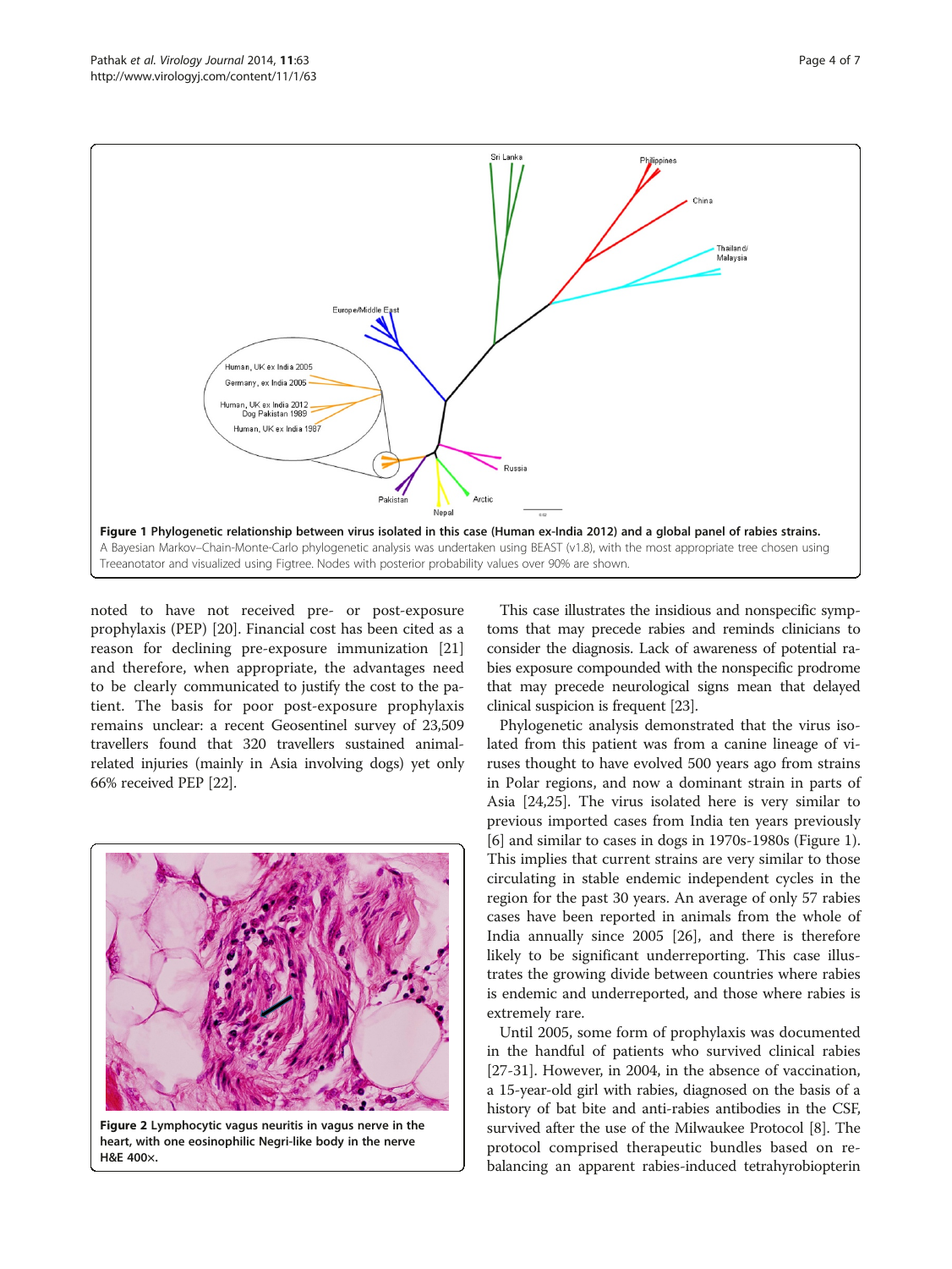**Figure 1 Phylogenetic relationship between virus isolated in this case (Human ex-India 2012) and a global panel of rabies strains.** A Bayesian Markov–Chain-Monte-Carlo phylogenetic analysis was undertaken using BEAST (v1.8), with the most appropriate tree chosen using Treeanotator and visualized using Figtree. Nodes with posterior probability values over 90% are shown.

noted to have not received pre- or post-exposure prophylaxis (PEP) [20]. Financial cost has been cited as a reason for declining pre-exposure immunization [21] and therefore, when appropriate, the advantages need to be clearly communicated to justify the cost to the patient. The basis for poor post-exposure prophylaxis remains unclear: a recent Geosentinel survey of 23,509 travellers found that 320 travellers sustained animal-related injuries (mainly in Asia involving dogs) yet only 66% received PEP [22].

**Figure 2 Lymphocytic vagus neuritis in vagus nerve in the heart, with one eosinophilic Negri-like body in the nerve H&E 400×.**

This case illustrates the insidious and nonspecific symptoms that may precede rabies and reminds clinicians to consider the diagnosis. Lack of awareness of potential rabies exposure compounded with the nonspecific prodrome that may precede neurological signs mean that delayed clinical suspicion is frequent [23].

Phylogenetic analysis demonstrated that the virus isolated from this patient was from a canine lineage of viruses thought to have evolved 500 years ago from strains in Polar regions, and now a dominant strain in parts of Asia [24,25]. The virus isolated here is very similar to previous imported cases from India ten years previously [6] and similar to cases in dogs in 1970s-1980s (Figure 1). This implies that current strains are very similar to those circulating in stable endemic independent cycles in the region for the past 30 years. An average of only 57 rabies cases have been reported in animals from the whole of India annually since 2005 [26], and there is therefore likely to be significant underreporting. This case illustrates the growing divide between countries where rabies is endemic and underreported, and those where rabies is extremely rare.

Until 2005, some form of prophylaxis was documented in the handful of patients who survived clinical rabies [27-31]. However, in 2004, in the absence of vaccination, a 15-year-old girl with rabies, diagnosed on the basis of a history of bat bite and anti-rabies antibodies in the CSF, survived after the use of the Milwaukee Protocol [8]. The protocol comprised therapeutic bundles based on rebalancing an apparent rabies-induced tetrahyrobiopterin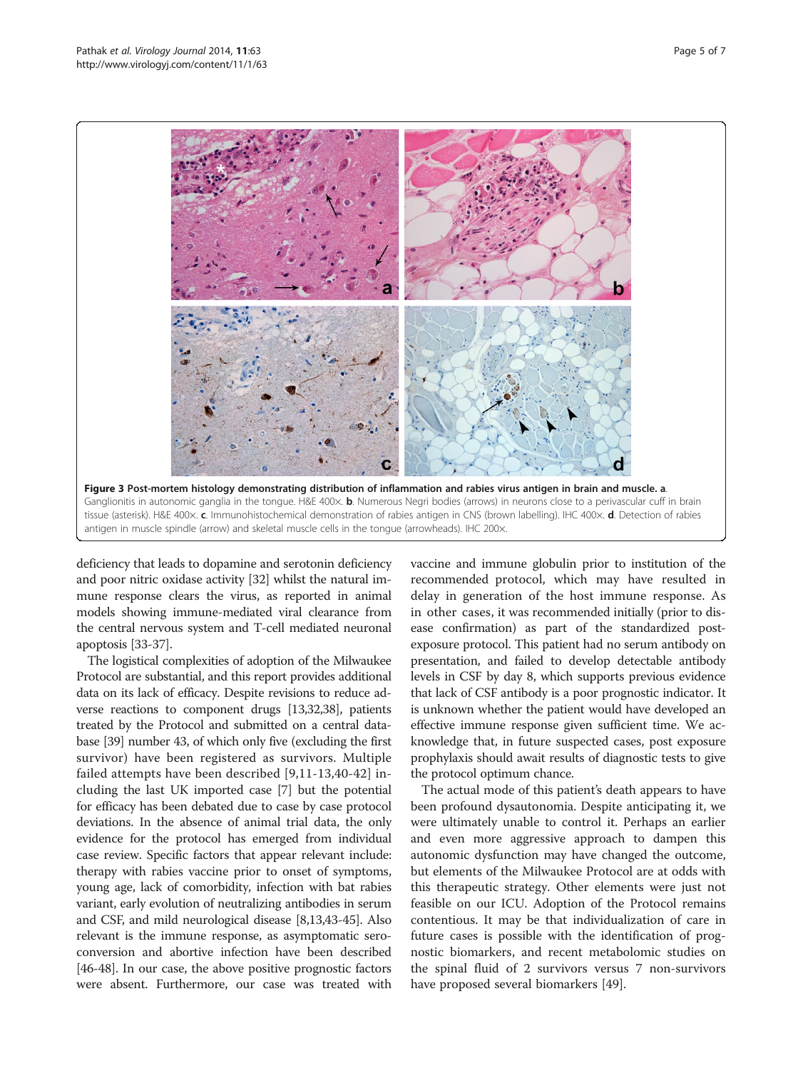**Figure 3 Post-mortem histology demonstrating distribution of inflammation and rabies virus antigen in brain and muscle. a**. Ganglionitis in autonomic ganglia in the tongue. H&E 400×. **b**. Numerous Negri bodies (arrows) in neurons close to a perivascular cuff in brain tissue (asterisk). H&E 400×. **c**. Immunohistochemical demonstration of rabies antigen in CNS (brown labelling). IHC 400×. **d**. Detection of rabies antigen in muscle spindle (arrow) and skeletal muscle cells in the tongue (arrowheads). IHC 200×.

deficiency that leads to dopamine and serotonin deficiency and poor nitric oxidase activity [32] whilst the natural immune response clears the virus, as reported in animal models showing immune-mediated viral clearance from the central nervous system and T-cell mediated neuronal apoptosis [33-37].

The logistical complexities of adoption of the Milwaukee Protocol are substantial, and this report provides additional data on its lack of efficacy. Despite revisions to reduce adverse reactions to component drugs [13,32,38], patients treated by the Protocol and submitted on a central database [39] number 43, of which only five (excluding the first survivor) have been registered as survivors. Multiple failed attempts have been described [9,11-13,40-42] including the last UK imported case [7] but the potential for efficacy has been debated due to case by case protocol deviations. In the absence of animal trial data, the only evidence for the protocol has emerged from individual case review. Specific factors that appear relevant include: therapy with rabies vaccine prior to onset of symptoms, young age, lack of comorbidity, infection with bat rabies variant, early evolution of neutralizing antibodies in serum and CSF, and mild neurological disease [8,13,43-45]. Also relevant is the immune response, as asymptomatic seroconversion and abortive infection have been described [46-48]. In our case, the above positive prognostic factors were absent. Furthermore, our case was treated with vaccine and immune globulin prior to institution of the recommended protocol, which may have resulted in delay in generation of the host immune response. As in other cases, it was recommended initially (prior to disease confirmation) as part of the standardized post-exposure protocol. This patient had no serum antibody on presentation, and failed to develop detectable antibody levels in CSF by day 8, which supports previous evidence that lack of CSF antibody is a poor prognostic indicator. It is unknown whether the patient would have developed an effective immune response given sufficient time. We acknowledge that, in future suspected cases, post exposure prophylaxis should await results of diagnostic tests to give the protocol optimum chance.

The actual mode of this patient's death appears to have been profound dysautonomia. Despite anticipating it, we were ultimately unable to control it. Perhaps an earlier and even more aggressive approach to dampen this autonomic dysfunction may have changed the outcome, but elements of the Milwaukee Protocol are at odds with this therapeutic strategy. Other elements were just not feasible on our ICU. Adoption of the Protocol remains contentious. It may be that individualization of care in future cases is possible with the identification of prognostic biomarkers, and recent metabolomic studies on the spinal fluid of 2 survivors versus 7 non-survivors have proposed several biomarkers [49].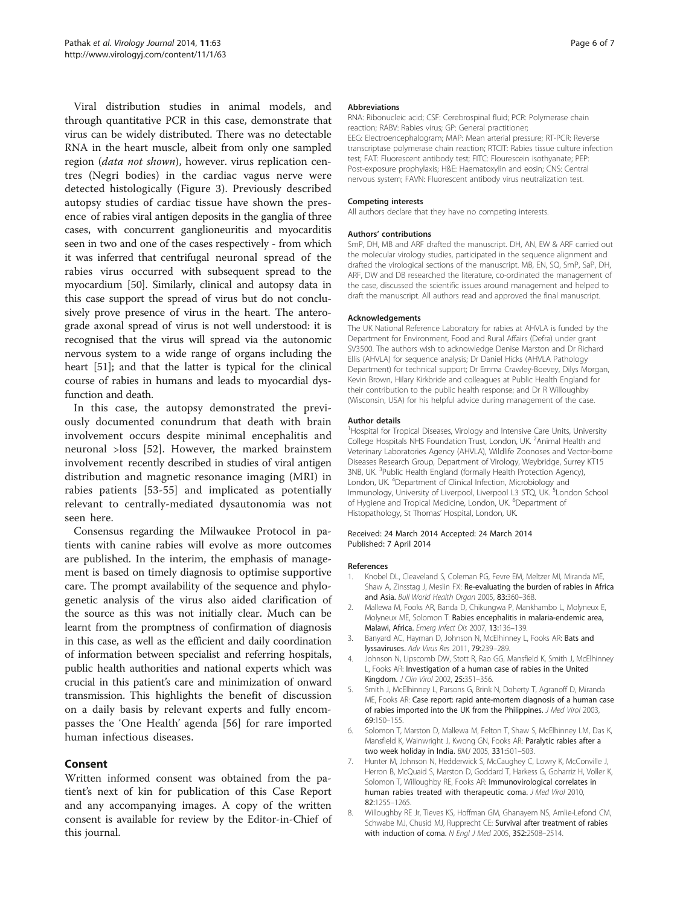Viral distribution studies in animal models, and through quantitative PCR in this case, demonstrate that virus can be widely distributed. There was no detectable RNA in the heart muscle, albeit from only one sampled region (*data not shown*), however. virus replication centres (Negri bodies) in the cardiac vagus nerve were detected histologically (Figure 3). Previously described autopsy studies of cardiac tissue have shown the presence of rabies viral antigen deposits in the ganglia of three cases, with concurrent ganglioneuritis and myocarditis seen in two and one of the cases respectively - from which it was inferred that centrifugal neuronal spread of the rabies virus occurred with subsequent spread to the myocardium [50]. Similarly, clinical and autopsy data in this case support the spread of virus but do not conclusively prove presence of virus in the heart. The anterograde axonal spread of virus is not well understood: it is recognised that the virus will spread via the autonomic nervous system to a wide range of organs including the heart [51]; and that the latter is typical for the clinical course of rabies in humans and leads to myocardial dysfunction and death.

In this case, the autopsy demonstrated the previously documented conundrum that death with brain involvement occurs despite minimal encephalitis and neuronal >loss [52]. However, the marked brainstem involvement recently described in studies of viral antigen distribution and magnetic resonance imaging (MRI) in rabies patients [53-55] and implicated as potentially relevant to centrally-mediated dysautonomia was not seen here.

Consensus regarding the Milwaukee Protocol in patients with canine rabies will evolve as more outcomes are published. In the interim, the emphasis of management is based on timely diagnosis to optimise supportive care. The prompt availability of the sequence and phylogenetic analysis of the virus also aided clarification of the source as this was not initially clear. Much can be learnt from the promptness of confirmation of diagnosis in this case, as well as the efficient and daily coordination of information between specialist and referring hospitals, public health authorities and national experts which was crucial in this patient's care and minimization of onward transmission. This highlights the benefit of discussion on a daily basis by relevant experts and fully encompasses the 'One Health' agenda [56] for rare imported human infectious diseases.

## Consent

Written informed consent was obtained from the patient's next of kin for publication of this Case Report and any accompanying images. A copy of the written consent is available for review by the Editor-in-Chief of this journal.

#### Abbreviations

RNA: Ribonucleic acid; CSF: Cerebrospinal fluid; PCR: Polymerase chain reaction; RABV: Rabies virus; GP: General practitioner; EEG: Electroencephalogram; MAP: Mean arterial pressure; RT-PCR: Reverse transcriptase polymerase chain reaction; RTCIT: Rabies tissue culture infection test; FAT: Fluorescent antibody test; FITC: Flourescein isothyanate; PEP: Post-exposure prophylaxis; H&E: Haematoxylin and eosin; CNS: Central nervous system; FAVN: Fluorescent antibody virus neutralization test.

#### Competing interests

All authors declare that they have no competing interests.

#### Authors' contributions

SmP, DH, MB and ARF drafted the manuscript. DH, AN, EW & ARF carried out the molecular virology studies, participated in the sequence alignment and drafted the virological sections of the manuscript. MB, EN, SQ, SmP, SaP, DH, ARF, DW and DB researched the literature, co-ordinated the management of the case, discussed the scientific issues around management and helped to draft the manuscript. All authors read and approved the final manuscript.

#### Acknowledgements

The UK National Reference Laboratory for rabies at AHVLA is funded by the Department for Environment, Food and Rural Affairs (Defra) under grant SV3500. The authors wish to acknowledge Denise Marston and Dr Richard Ellis (AHVLA) for sequence analysis; Dr Daniel Hicks (AHVLA Pathology Department) for technical support; Dr Emma Crawley-Boevey, Dilys Morgan, Kevin Brown, Hilary Kirkbride and colleagues at Public Health England for their contribution to the public health response; and Dr R Willoughby (Wisconsin, USA) for his helpful advice during management of the case.

#### Author details

[1]Hospital for Tropical Diseases, Virology and Intensive Care Units, University College Hospitals NHS Foundation Trust, London, UK. [2]Animal Health and Veterinary Laboratories Agency (AHVLA), Wildlife Zoonoses and Vector-borne Diseases Research Group, Department of Virology, Weybridge, Surrey KT15 3NB, UK. [3]Public Health England (formally Health Protection Agency), London, UK. [4]Department of Clinical Infection, Microbiology and Immunology, University of Liverpool, Liverpool L3 5TQ, UK. [5]London School of Hygiene and Tropical Medicine, London, UK. [6]Department of Histopathology, St Thomas' Hospital, London, UK.

Received: 24 March 2014 Accepted: 24 March 2014
Published: 7 April 2014

#### References

1. Knobel DL, Cleaveland S, Coleman PG, Fevre EM, Meltzer MI, Miranda ME, Shaw A, Zinsstag J, Meslin FX: **Re-evaluating the burden of rabies in Africa and Asia.** *Bull World Health Organ* 2005, **83:**360–368.
2. Mallewa M, Fooks AR, Banda D, Chikungwa P, Mankhambo L, Molyneux E, Molyneux ME, Solomon T: **Rabies encephalitis in malaria-endemic area, Malawi, Africa.** *Emerg Infect Dis* 2007, **13:**136–139.
3. Banyard AC, Hayman D, Johnson N, McElhinney L, Fooks AR: **Bats and lyssaviruses.** *Adv Virus Res* 2011, **79:**239–289.
4. Johnson N, Lipscomb DW, Stott R, Rao GG, Mansfield K, Smith J, McElhinney L, Fooks AR: **Investigation of a human case of rabies in the United Kingdom.** *J Clin Virol* 2002, **25:**351–356.
5. Smith J, McElhinney L, Parsons G, Brink N, Doherty T, Agranoff D, Miranda ME, Fooks AR: **Case report: rapid ante-mortem diagnosis of a human case of rabies imported into the UK from the Philippines.** *J Med Virol* 2003, **69:**150–155.
6. Solomon T, Marston D, Mallewa M, Felton T, Shaw S, McElhinney LM, Das K, Mansfield K, Wainwright J, Kwong GN, Fooks AR: **Paralytic rabies after a two week holiday in India.** *BMJ* 2005, **331:**501–503.
7. Hunter M, Johnson N, Hedderwick S, McCaughey C, Lowry K, McConville J, Herron B, McQuaid S, Marston D, Goddard T, Harkess G, Goharriz H, Voller K, Solomon T, Willoughby RE, Fooks AR: **Immunovirological correlates in human rabies treated with therapeutic coma.** *J Med Virol* 2010, **82:**1255–1265.
8. Willoughby RE Jr, Tieves KS, Hoffman GM, Ghanayem NS, Amlie-Lefond CM, Schwabe MJ, Chusid MJ, Rupprecht CE: **Survival after treatment of rabies with induction of coma.** *N Engl J Med* 2005, **352:**2508–2514.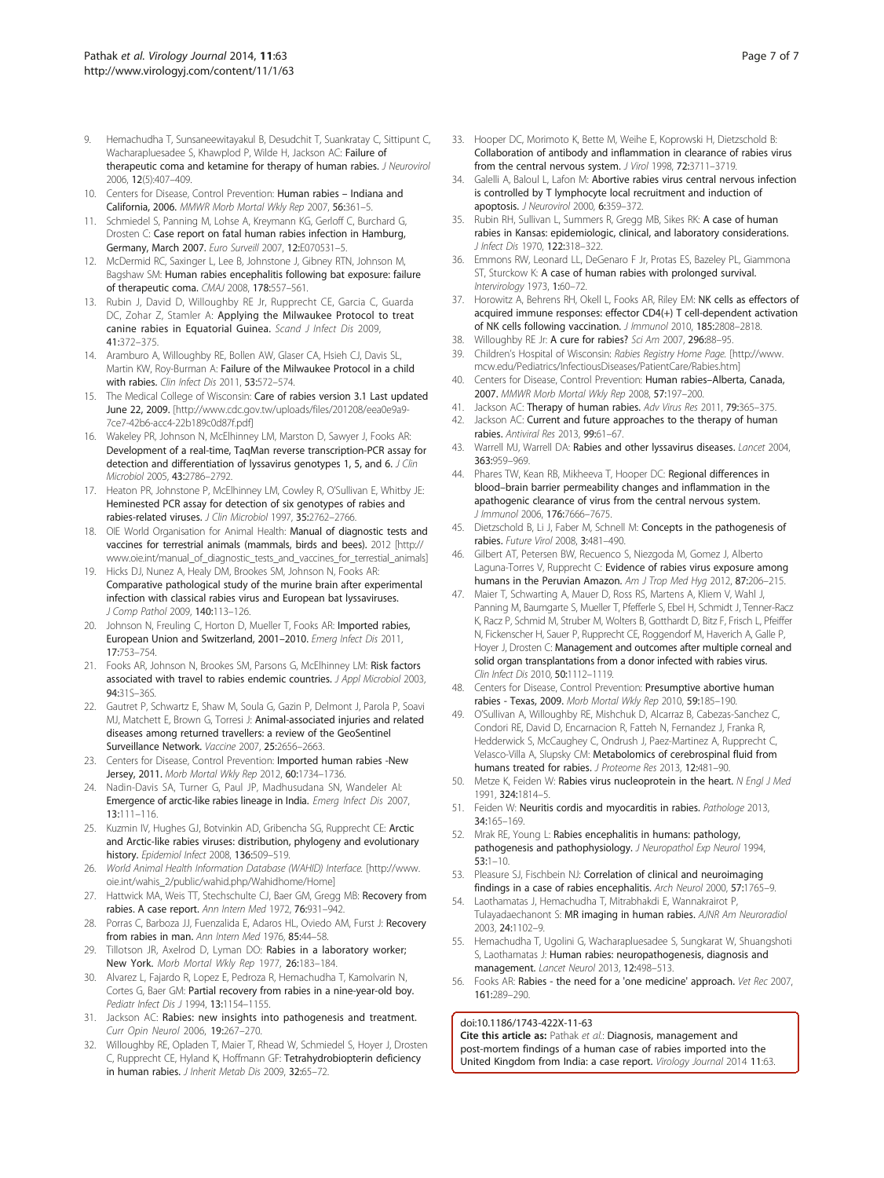9. Hemachudha T, Sunsaneewitayakul B, Desudchit T, Suankratay C, Sittipunt C, Wacharapluesadee S, Khawplod P, Wilde H, Jackson AC: **Failure of therapeutic coma and ketamine for therapy of human rabies.** *J Neurovirol* 2006, **12**(5):407–409.
10. Centers for Disease, Control Prevention: **Human rabies – Indiana and California, 2006.** *MMWR Morb Mortal Wkly Rep* 2007, **56:**361–5.
11. Schmiedel S, Panning M, Lohse A, Kreymann KG, Gerloff C, Burchard G, Drosten C: **Case report on fatal human rabies infection in Hamburg, Germany, March 2007.** *Euro Surveill* 2007, **12:**E070531–5.
12. McDermid RC, Saxinger L, Lee B, Johnstone J, Gibney RTN, Johnson M, Bagshaw SM: **Human rabies encephalitis following bat exposure: failure of therapeutic coma.** *CMAJ* 2008, **178:**557–561.
13. Rubin J, David D, Willoughby RE Jr, Rupprecht CE, Garcia C, Guarda DC, Zohar Z, Stamler A: **Applying the Milwaukee Protocol to treat canine rabies in Equatorial Guinea.** *Scand J Infect Dis* 2009, **41:**372–375.
14. Aramburo A, Willoughby RE, Bollen AW, Glaser CA, Hsieh CJ, Davis SL, Martin KW, Roy-Burman A: **Failure of the Milwaukee Protocol in a child with rabies.** *Clin Infect Dis* 2011, **53:**572–574.
15. The Medical College of Wisconsin: **Care of rabies version 3.1 Last updated June 22, 2009.** [http://www.cdc.gov.tw/uploads/files/201208/eea0e9a9-7ce7-42b6-acc4-22b189c0d87f.pdf]
16. Wakeley PR, Johnson N, McElhinney LM, Marston D, Sawyer J, Fooks AR: **Development of a real-time, TaqMan reverse transcription-PCR assay for detection and differentiation of lyssavirus genotypes 1, 5, and 6.** *J Clin Microbiol* 2005, **43:**2786–2792.
17. Heaton PR, Johnstone P, McElhinney LM, Cowley R, O'Sullivan E, Whitby JE: **Heminested PCR assay for detection of six genotypes of rabies and rabies-related viruses.** *J Clin Microbiol* 1997, **35:**2762–2766.
18. OIE World Organisation for Animal Health: **Manual of diagnostic tests and vaccines for terrestrial animals (mammals, birds and bees).** 2012 [http://www.oie.int/manual_of_diagnostic_tests_and_vaccines_for_terrestial_animals]
19. Hicks DJ, Nunez A, Healy DM, Brookes SM, Johnson N, Fooks AR: **Comparative pathological study of the murine brain after experimental infection with classical rabies virus and European bat lyssaviruses.** *J Comp Pathol* 2009, **140:**113–126.
20. Johnson N, Freuling C, Horton D, Mueller T, Fooks AR: **Imported rabies, European Union and Switzerland, 2001–2010.** *Emerg Infect Dis* 2011, **17:**753–754.
21. Fooks AR, Johnson N, Brookes SM, Parsons G, McElhinney LM: **Risk factors associated with travel to rabies endemic countries.** *J Appl Microbiol* 2003, **94:**31S–36S.
22. Gautret P, Schwartz E, Shaw M, Soula G, Gazin P, Delmont J, Parola P, Soavi MJ, Matchett E, Brown G, Torresi J: **Animal-associated injuries and related diseases among returned travellers: a review of the GeoSentinel Surveillance Network.** *Vaccine* 2007, **25:**2656–2663.
23. Centers for Disease, Control Prevention: **Imported human rabies -New Jersey, 2011.** *Morb Mortal Wkly Rep* 2012, **60:**1734–1736.
24. Nadin-Davis SA, Turner G, Paul JP, Madhusudana SN, Wandeler AI: **Emergence of arctic-like rabies lineage in India.** *Emerg Infect Dis* 2007, **13:**111–116.
25. Kuzmin IV, Hughes GJ, Botvinkin AD, Gribencha SG, Rupprecht CE: **Arctic and Arctic-like rabies viruses: distribution, phylogeny and evolutionary history.** *Epidemiol Infect* 2008, **136:**509–519.
26. *World Animal Health Information Database (WAHID) Interface.* [http://www.oie.int/wahis_2/public/wahid.php/Wahidhome/Home]
27. Hattwick MA, Weis TT, Stechschulte CJ, Baer GM, Gregg MB: **Recovery from rabies. A case report.** *Ann Intern Med* 1972, **76:**931–942.
28. Porras C, Barboza JJ, Fuenzalida E, Adaros HL, Oviedo AM, Furst J: **Recovery from rabies in man.** *Ann Intern Med* 1976, **85:**44–58.
29. Tillotson JR, Axelrod D, Lyman DO: **Rabies in a laboratory worker; New York.** *Morb Mortal Wkly Rep* 1977, **26:**183–184.
30. Alvarez L, Fajardo R, Lopez E, Pedroza R, Hemachudha T, Kamolvarin N, Cortes G, Baer GM: **Partial recovery from rabies in a nine-year-old boy.** *Pediatr Infect Dis J* 1994, **13:**1154–1155.
31. Jackson AC: **Rabies: new insights into pathogenesis and treatment.** *Curr Opin Neurol* 2006, **19:**267–270.
32. Willoughby RE, Opladen T, Maier T, Rhead W, Schmiedel S, Hoyer J, Drosten C, Rupprecht CE, Hyland K, Hoffmann GF: **Tetrahydrobiopterin deficiency in human rabies.** *J Inherit Metab Dis* 2009, **32:**65–72.
33. Hooper DC, Morimoto K, Bette M, Weihe E, Koprowski H, Dietzschold B: **Collaboration of antibody and inflammation in clearance of rabies virus from the central nervous system.** *J Virol* 1998, **72:**3711–3719.
34. Galelli A, Baloul L, Lafon M: **Abortive rabies virus central nervous infection is controlled by T lymphocyte local recruitment and induction of apoptosis.** *J Neurovirol* 2000, **6:**359–372.
35. Rubin RH, Sullivan L, Summers R, Gregg MB, Sikes RK: **A case of human rabies in Kansas: epidemiologic, clinical, and laboratory considerations.** *J Infect Dis* 1970, **122:**318–322.
36. Emmons RW, Leonard LL, DeGenaro F Jr, Protas ES, Bazeley PL, Giammona ST, Sturckow K: **A case of human rabies with prolonged survival.** *Intervirology* 1973, **1:**60–72.
37. Horowitz A, Behrens RH, Okell L, Fooks AR, Riley EM: **NK cells as effectors of acquired immune responses: effector CD4(+) T cell-dependent activation of NK cells following vaccination.** *J Immunol* 2010, **185:**2808–2818.
38. Willoughby RE Jr: **A cure for rabies?** *Sci Am* 2007, **296:**88–95.
39. Children's Hospital of Wisconsin: *Rabies Registry Home Page.* [http://www.mcw.edu/Pediatrics/InfectiousDiseases/PatientCare/Rabies.htm]
40. Centers for Disease, Control Prevention: **Human rabies–Alberta, Canada, 2007.** *MMWR Morb Mortal Wkly Rep* 2008, **57:**197–200.
41. Jackson AC: **Therapy of human rabies.** *Adv Virus Res* 2011, **79:**365–375.
42. Jackson AC: **Current and future approaches to the therapy of human rabies.** *Antiviral Res* 2013, **99:**61–67.
43. Warrell MJ, Warrell DA: **Rabies and other lyssavirus diseases.** *Lancet* 2004, **363:**959–969.
44. Phares TW, Kean RB, Mikheeva T, Hooper DC: **Regional differences in blood–brain barrier permeability changes and inflammation in the apathogenic clearance of virus from the central nervous system.** *J Immunol* 2006, **176:**7666–7675.
45. Dietzschold B, Li J, Faber M, Schnell M: **Concepts in the pathogenesis of rabies.** *Future Virol* 2008, **3:**481–490.
46. Gilbert AT, Petersen BW, Recuenco S, Niezgoda M, Gomez J, Alberto Laguna-Torres V, Rupprecht C: **Evidence of rabies virus exposure among humans in the Peruvian Amazon.** *Am J Trop Med Hyg* 2012, **87:**206–215.
47. Maier T, Schwarting A, Mauer D, Ross RS, Martens A, Kliem V, Wahl J, Panning M, Baumgarte S, Mueller T, Pfefferle S, Ebel H, Schmidt J, Tenner-Racz K, Racz P, Schmid M, Struber M, Wolters B, Gotthardt D, Bitz F, Frisch L, Pfeiffer N, Fickenscher H, Sauer P, Rupprecht CE, Roggendorf M, Haverich A, Galle P, Hoyer J, Drosten C: **Management and outcomes after multiple corneal and solid organ transplantations from a donor infected with rabies virus.** *Clin Infect Dis* 2010, **50:**1112–1119.
48. Centers for Disease, Control Prevention: **Presumptive abortive human rabies - Texas, 2009.** *Morb Mortal Wkly Rep* 2010, **59:**185–190.
49. O'Sullivan A, Willoughby RE, Mishchuk D, Alcarraz B, Cabezas-Sanchez C, Condori RE, David D, Encarnacion R, Fatteh N, Fernandez J, Franka R, Hedderwick S, McCaughey C, Ondrush J, Paez-Martinez A, Rupprecht C, Velasco-Villa A, Slupsky CM: **Metabolomics of cerebrospinal fluid from humans treated for rabies.** *J Proteome Res* 2013, **12:**481–90.
50. Metze K, Feiden W: **Rabies virus nucleoprotein in the heart.** *N Engl J Med* 1991, **324:**1814–5.
51. Feiden W: **Neuritis cordis and myocarditis in rabies.** *Pathologe* 2013, **34:**165–169.
52. Mrak RE, Young L: **Rabies encephalitis in humans: pathology, pathogenesis and pathophysiology.** *J Neuropathol Exp Neurol* 1994, **53:**1–10.
53. Pleasure SJ, Fischbein NJ: **Correlation of clinical and neuroimaging findings in a case of rabies encephalitis.** *Arch Neurol* 2000, **57:**1765–9.
54. Laothamatas J, Hemachudha T, Mitrabhakdi E, Wannakrairot P, Tulayadaechanont S: **MR imaging in human rabies.** *AJNR Am Neuroradiol* 2003, **24:**1102–9.
55. Hemachudha T, Ugolini G, Wacharapluesadee S, Sungkarat W, Shuangshoti S, Laothamatas J: **Human rabies: neuropathogenesis, diagnosis and management.** *Lancet Neurol* 2013, **12:**498–513.
56. Fooks AR: **Rabies - the need for a 'one medicine' approach.** *Vet Rec* 2007, **161:**289–290.

doi:10.1186/1743-422X-11-63

**Cite this article as:** Pathak *et al.*: Diagnosis, management and post-mortem findings of a human case of rabies imported into the United Kingdom from India: a case report. *Virology Journal* 2014 **11**:63.